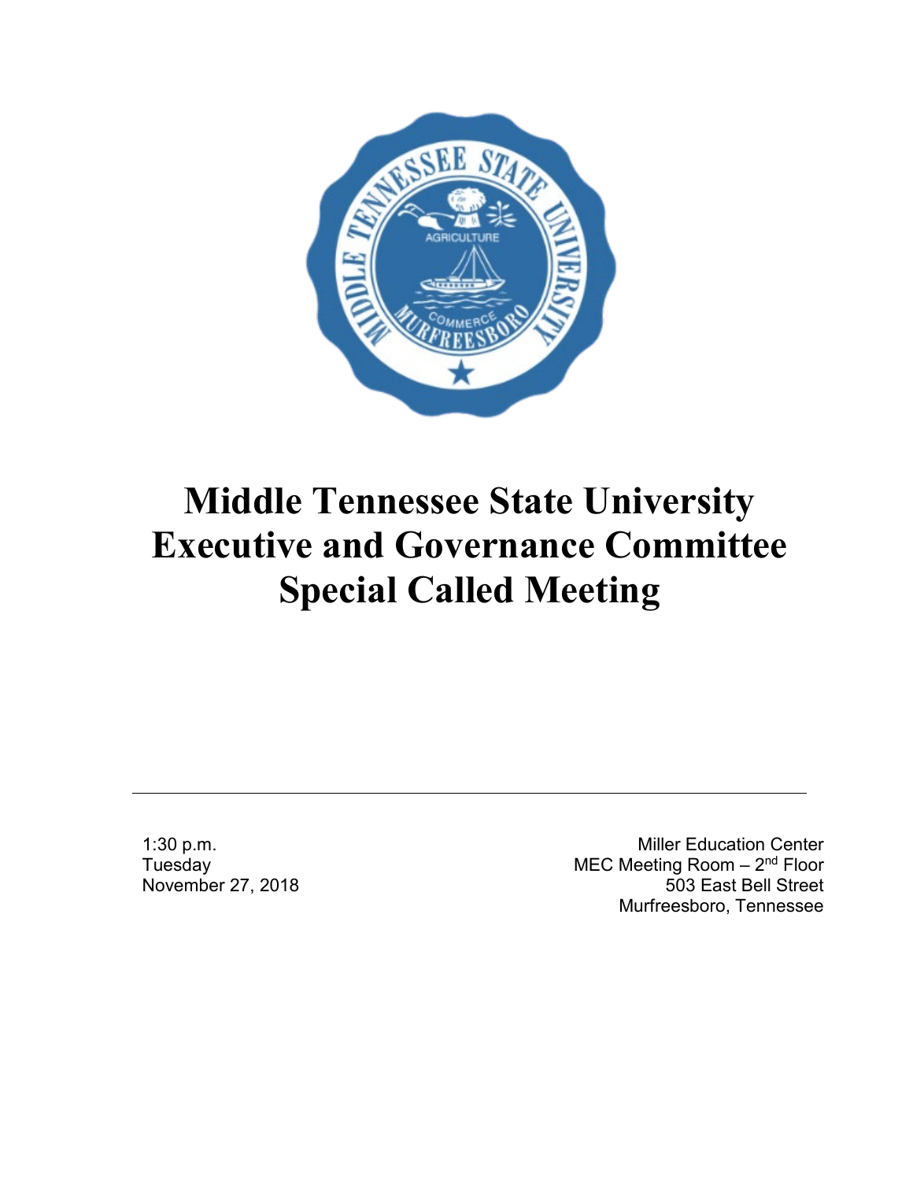# Middle Tennessee State University Executive and Governance Committee Special Called Meeting

1:30 p.m.
Tuesday
November 27, 2018

Miller Education Center
MEC Meeting Room – 2nd Floor
503 East Bell Street
Murfreesboro, Tennessee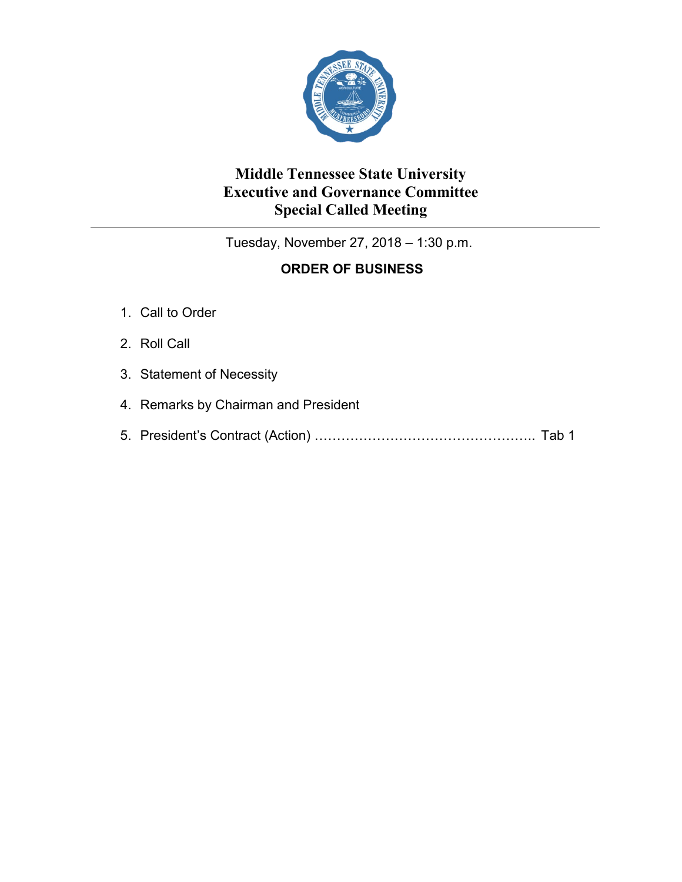# Middle Tennessee State University
# Executive and Governance Committee
# Special Called Meeting

Tuesday, November 27, 2018 – 1:30 p.m.

**ORDER OF BUSINESS**

1. Call to Order
2. Roll Call
3. Statement of Necessity
4. Remarks by Chairman and President
5. President's Contract (Action) ………………………………………….. Tab 1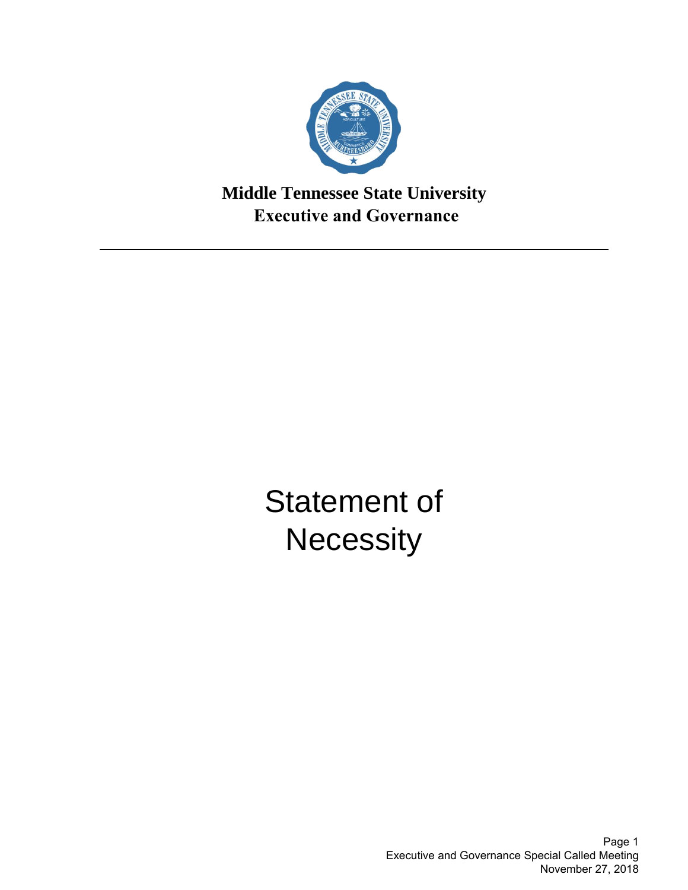**Middle Tennessee State University**
**Executive and Governance**

---

# Statement of Necessity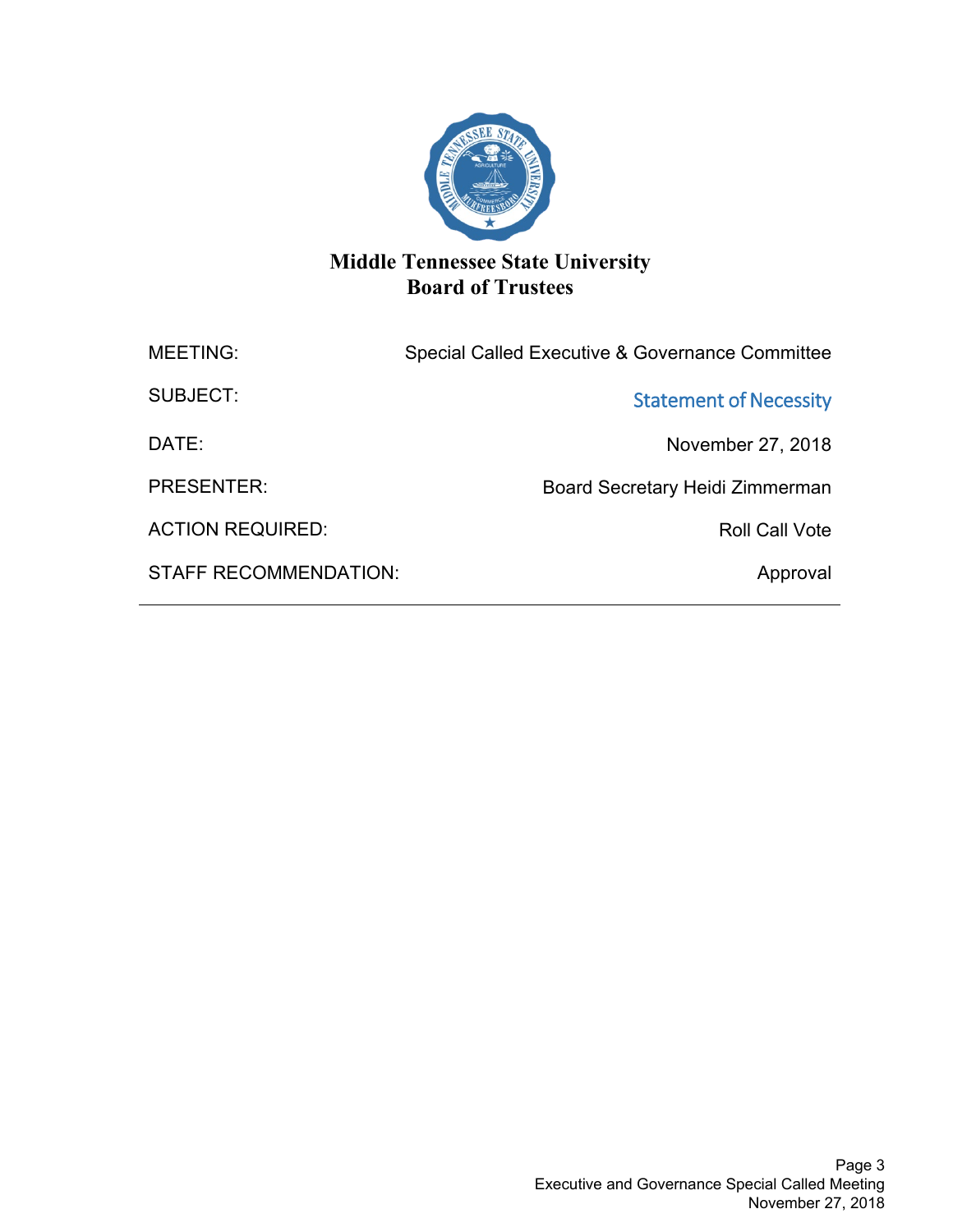# Middle Tennessee State University
## Board of Trustees

| | |
|---|---|
| MEETING: | Special Called Executive & Governance Committee |
| SUBJECT: | Statement of Necessity |
| DATE: | November 27, 2018 |
| PRESENTER: | Board Secretary Heidi Zimmerman |
| ACTION REQUIRED: | Roll Call Vote |
| STAFF RECOMMENDATION: | Approval |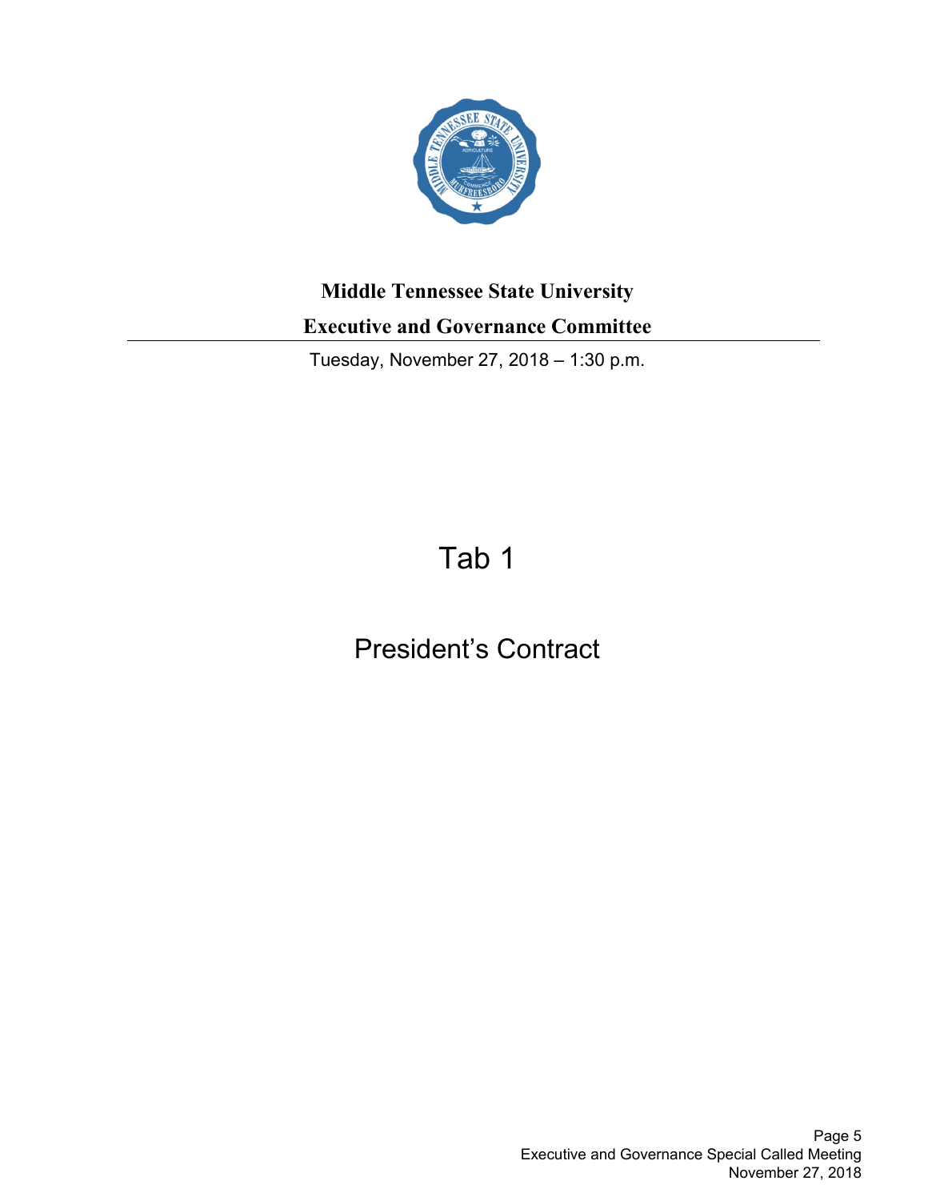**Middle Tennessee State University**

**Executive and Governance Committee**

Tuesday, November 27, 2018 – 1:30 p.m.

# Tab 1

## President's Contract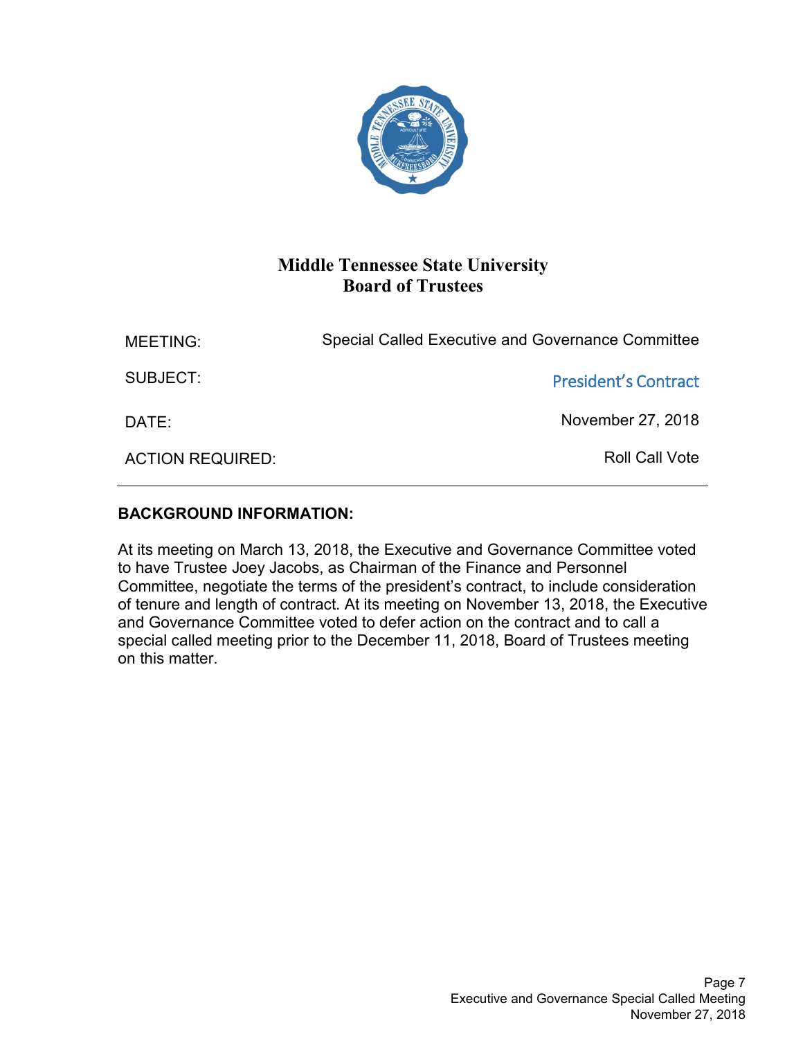## Middle Tennessee State University
## Board of Trustees

| | |
|---|---|
| MEETING: | Special Called Executive and Governance Committee |
| SUBJECT: | President's Contract |
| DATE: | November 27, 2018 |
| ACTION REQUIRED: | Roll Call Vote |

---

**BACKGROUND INFORMATION:**

At its meeting on March 13, 2018, the Executive and Governance Committee voted to have Trustee Joey Jacobs, as Chairman of the Finance and Personnel Committee, negotiate the terms of the president's contract, to include consideration of tenure and length of contract. At its meeting on November 13, 2018, the Executive and Governance Committee voted to defer action on the contract and to call a special called meeting prior to the December 11, 2018, Board of Trustees meeting on this matter.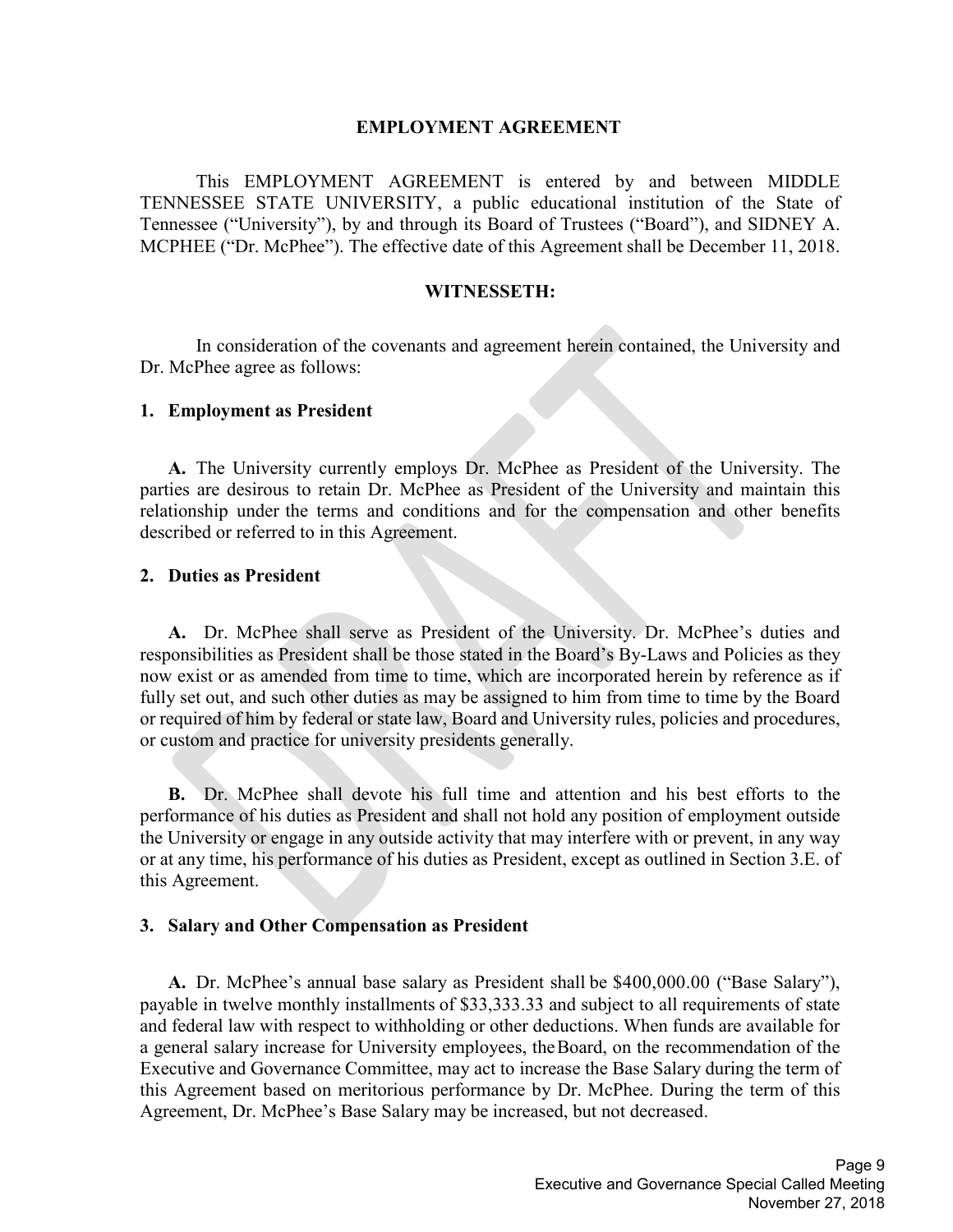**EMPLOYMENT AGREEMENT**

This EMPLOYMENT AGREEMENT is entered by and between MIDDLE TENNESSEE STATE UNIVERSITY, a public educational institution of the State of Tennessee ("University"), by and through its Board of Trustees ("Board"), and SIDNEY A. MCPHEE ("Dr. McPhee"). The effective date of this Agreement shall be December 11, 2018.

**WITNESSETH:**

In consideration of the covenants and agreement herein contained, the University and Dr. McPhee agree as follows:

**1. Employment as President**

**A.** The University currently employs Dr. McPhee as President of the University. The parties are desirous to retain Dr. McPhee as President of the University and maintain this relationship under the terms and conditions and for the compensation and other benefits described or referred to in this Agreement.

**2. Duties as President**

**A.** Dr. McPhee shall serve as President of the University. Dr. McPhee's duties and responsibilities as President shall be those stated in the Board's By-Laws and Policies as they now exist or as amended from time to time, which are incorporated herein by reference as if fully set out, and such other duties as may be assigned to him from time to time by the Board or required of him by federal or state law, Board and University rules, policies and procedures, or custom and practice for university presidents generally.

**B.** Dr. McPhee shall devote his full time and attention and his best efforts to the performance of his duties as President and shall not hold any position of employment outside the University or engage in any outside activity that may interfere with or prevent, in any way or at any time, his performance of his duties as President, except as outlined in Section 3.E. of this Agreement.

**3. Salary and Other Compensation as President**

**A.** Dr. McPhee's annual base salary as President shall be $400,000.00 ("Base Salary"), payable in twelve monthly installments of $33,333.33 and subject to all requirements of state and federal law with respect to withholding or other deductions. When funds are available for a general salary increase for University employees, the Board, on the recommendation of the Executive and Governance Committee, may act to increase the Base Salary during the term of this Agreement based on meritorious performance by Dr. McPhee. During the term of this Agreement, Dr. McPhee's Base Salary may be increased, but not decreased.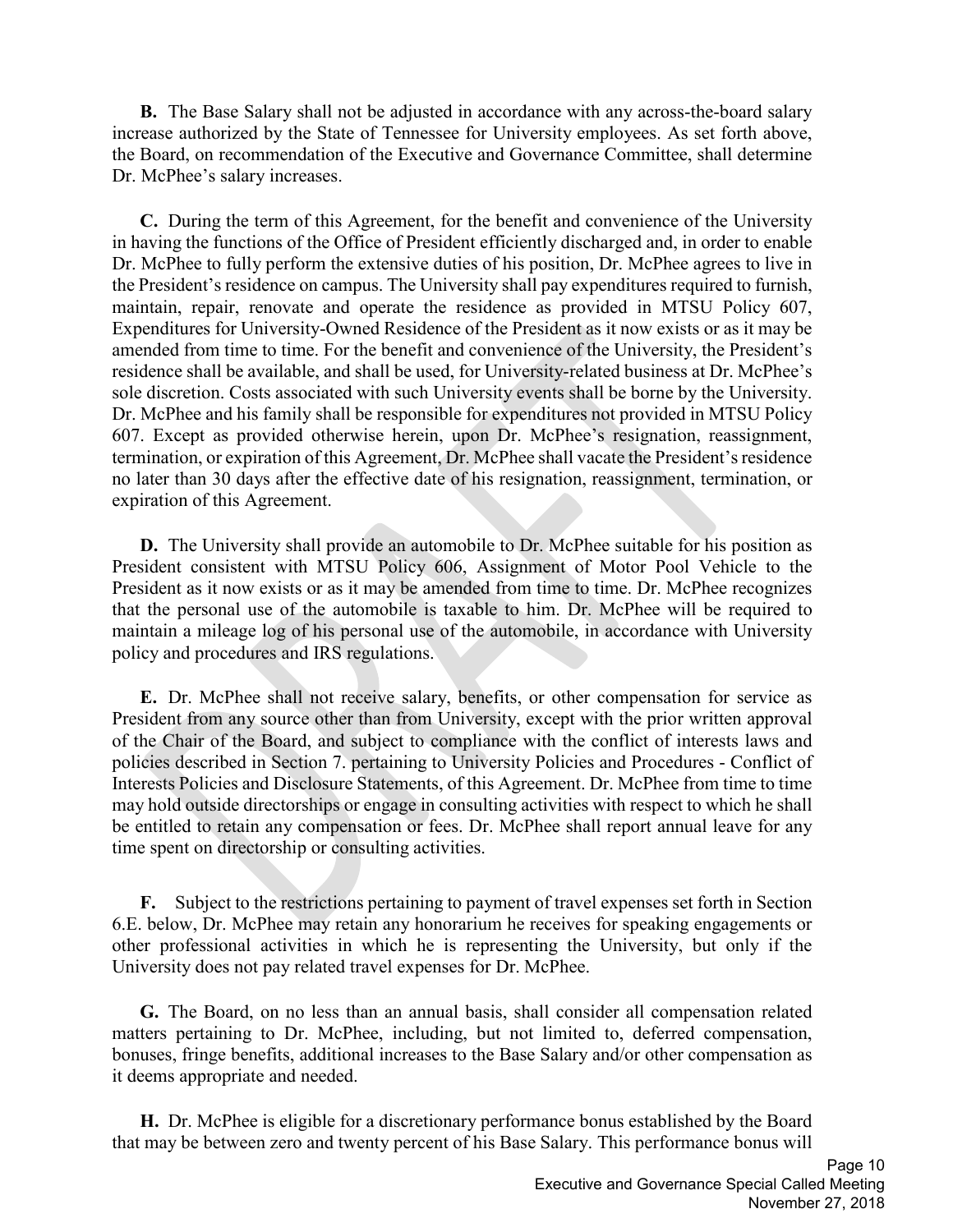**B.** The Base Salary shall not be adjusted in accordance with any across-the-board salary increase authorized by the State of Tennessee for University employees. As set forth above, the Board, on recommendation of the Executive and Governance Committee, shall determine Dr. McPhee's salary increases.

**C.** During the term of this Agreement, for the benefit and convenience of the University in having the functions of the Office of President efficiently discharged and, in order to enable Dr. McPhee to fully perform the extensive duties of his position, Dr. McPhee agrees to live in the President's residence on campus. The University shall pay expenditures required to furnish, maintain, repair, renovate and operate the residence as provided in MTSU Policy 607, Expenditures for University-Owned Residence of the President as it now exists or as it may be amended from time to time. For the benefit and convenience of the University, the President's residence shall be available, and shall be used, for University-related business at Dr. McPhee's sole discretion. Costs associated with such University events shall be borne by the University. Dr. McPhee and his family shall be responsible for expenditures not provided in MTSU Policy 607. Except as provided otherwise herein, upon Dr. McPhee's resignation, reassignment, termination, or expiration of this Agreement, Dr. McPhee shall vacate the President's residence no later than 30 days after the effective date of his resignation, reassignment, termination, or expiration of this Agreement.

**D.** The University shall provide an automobile to Dr. McPhee suitable for his position as President consistent with MTSU Policy 606, Assignment of Motor Pool Vehicle to the President as it now exists or as it may be amended from time to time. Dr. McPhee recognizes that the personal use of the automobile is taxable to him. Dr. McPhee will be required to maintain a mileage log of his personal use of the automobile, in accordance with University policy and procedures and IRS regulations.

**E.** Dr. McPhee shall not receive salary, benefits, or other compensation for service as President from any source other than from University, except with the prior written approval of the Chair of the Board, and subject to compliance with the conflict of interests laws and policies described in Section 7. pertaining to University Policies and Procedures - Conflict of Interests Policies and Disclosure Statements, of this Agreement. Dr. McPhee from time to time may hold outside directorships or engage in consulting activities with respect to which he shall be entitled to retain any compensation or fees. Dr. McPhee shall report annual leave for any time spent on directorship or consulting activities.

**F.** Subject to the restrictions pertaining to payment of travel expenses set forth in Section 6.E. below, Dr. McPhee may retain any honorarium he receives for speaking engagements or other professional activities in which he is representing the University, but only if the University does not pay related travel expenses for Dr. McPhee.

**G.** The Board, on no less than an annual basis, shall consider all compensation related matters pertaining to Dr. McPhee, including, but not limited to, deferred compensation, bonuses, fringe benefits, additional increases to the Base Salary and/or other compensation as it deems appropriate and needed.

**H.** Dr. McPhee is eligible for a discretionary performance bonus established by the Board that may be between zero and twenty percent of his Base Salary. This performance bonus will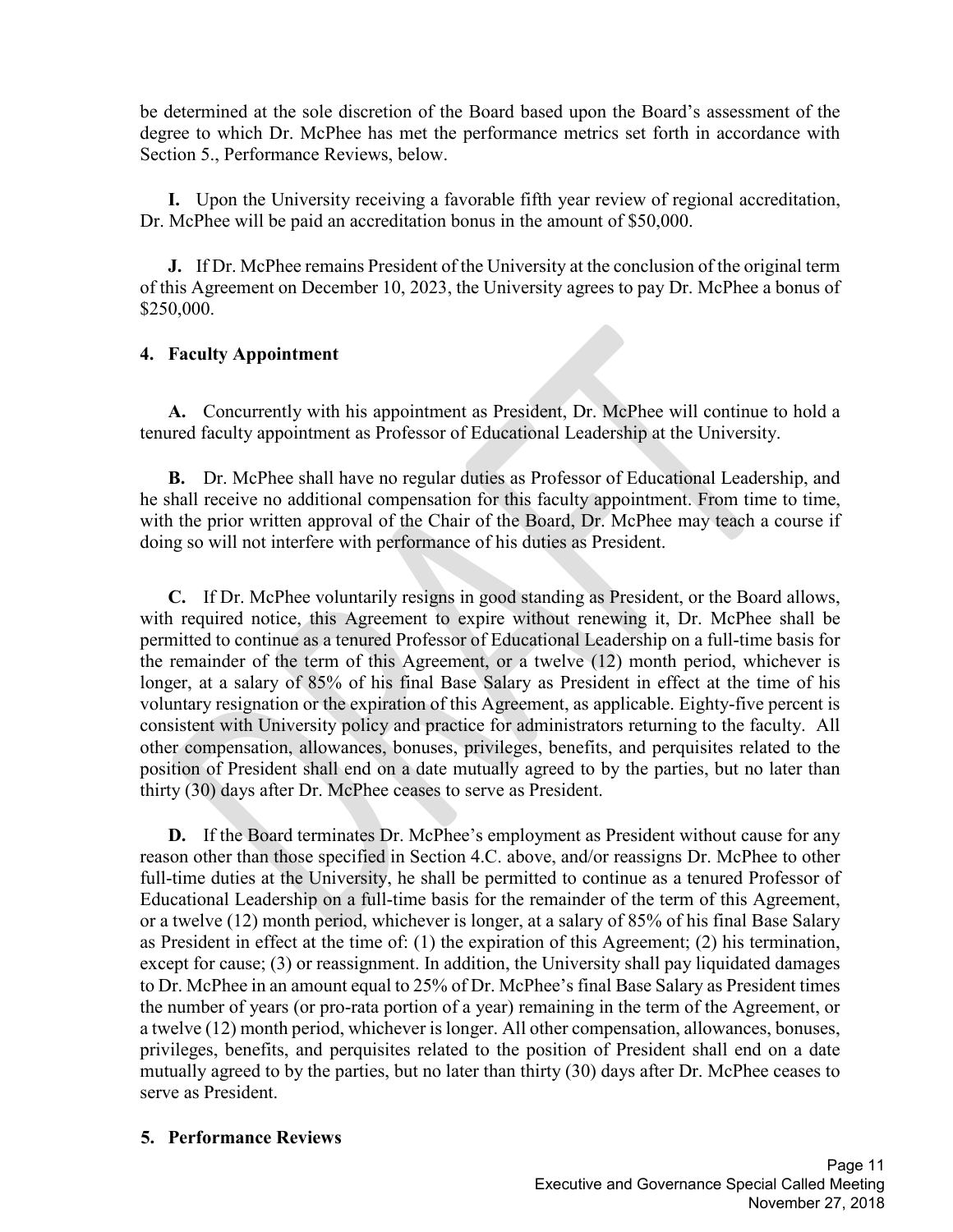be determined at the sole discretion of the Board based upon the Board's assessment of the degree to which Dr. McPhee has met the performance metrics set forth in accordance with Section 5., Performance Reviews, below.

**I.** Upon the University receiving a favorable fifth year review of regional accreditation, Dr. McPhee will be paid an accreditation bonus in the amount of $50,000.

**J.** If Dr. McPhee remains President of the University at the conclusion of the original term of this Agreement on December 10, 2023, the University agrees to pay Dr. McPhee a bonus of $250,000.

## 4. Faculty Appointment

**A.** Concurrently with his appointment as President, Dr. McPhee will continue to hold a tenured faculty appointment as Professor of Educational Leadership at the University.

**B.** Dr. McPhee shall have no regular duties as Professor of Educational Leadership, and he shall receive no additional compensation for this faculty appointment. From time to time, with the prior written approval of the Chair of the Board, Dr. McPhee may teach a course if doing so will not interfere with performance of his duties as President.

**C.** If Dr. McPhee voluntarily resigns in good standing as President, or the Board allows, with required notice, this Agreement to expire without renewing it, Dr. McPhee shall be permitted to continue as a tenured Professor of Educational Leadership on a full-time basis for the remainder of the term of this Agreement, or a twelve (12) month period, whichever is longer, at a salary of 85% of his final Base Salary as President in effect at the time of his voluntary resignation or the expiration of this Agreement, as applicable. Eighty-five percent is consistent with University policy and practice for administrators returning to the faculty. All other compensation, allowances, bonuses, privileges, benefits, and perquisites related to the position of President shall end on a date mutually agreed to by the parties, but no later than thirty (30) days after Dr. McPhee ceases to serve as President.

**D.** If the Board terminates Dr. McPhee's employment as President without cause for any reason other than those specified in Section 4.C. above, and/or reassigns Dr. McPhee to other full-time duties at the University, he shall be permitted to continue as a tenured Professor of Educational Leadership on a full-time basis for the remainder of the term of this Agreement, or a twelve (12) month period, whichever is longer, at a salary of 85% of his final Base Salary as President in effect at the time of: (1) the expiration of this Agreement; (2) his termination, except for cause; (3) or reassignment. In addition, the University shall pay liquidated damages to Dr. McPhee in an amount equal to 25% of Dr. McPhee's final Base Salary as President times the number of years (or pro-rata portion of a year) remaining in the term of the Agreement, or a twelve (12) month period, whichever is longer. All other compensation, allowances, bonuses, privileges, benefits, and perquisites related to the position of President shall end on a date mutually agreed to by the parties, but no later than thirty (30) days after Dr. McPhee ceases to serve as President.

## 5. Performance Reviews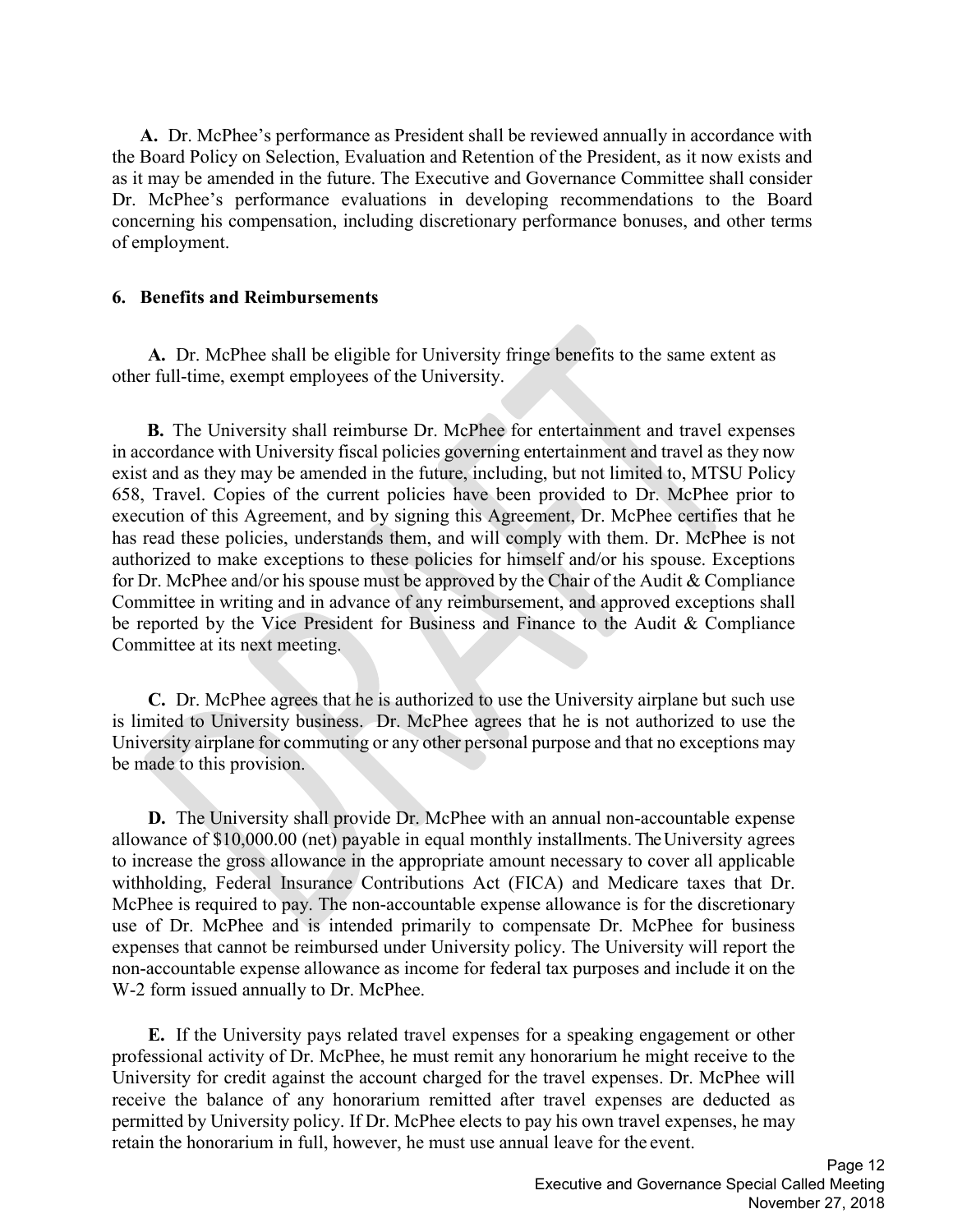**A.** Dr. McPhee's performance as President shall be reviewed annually in accordance with the Board Policy on Selection, Evaluation and Retention of the President, as it now exists and as it may be amended in the future. The Executive and Governance Committee shall consider Dr. McPhee's performance evaluations in developing recommendations to the Board concerning his compensation, including discretionary performance bonuses, and other terms of employment.

## 6. Benefits and Reimbursements

**A.** Dr. McPhee shall be eligible for University fringe benefits to the same extent as other full-time, exempt employees of the University.

**B.** The University shall reimburse Dr. McPhee for entertainment and travel expenses in accordance with University fiscal policies governing entertainment and travel as they now exist and as they may be amended in the future, including, but not limited to, MTSU Policy 658, Travel. Copies of the current policies have been provided to Dr. McPhee prior to execution of this Agreement, and by signing this Agreement, Dr. McPhee certifies that he has read these policies, understands them, and will comply with them. Dr. McPhee is not authorized to make exceptions to these policies for himself and/or his spouse. Exceptions for Dr. McPhee and/or his spouse must be approved by the Chair of the Audit & Compliance Committee in writing and in advance of any reimbursement, and approved exceptions shall be reported by the Vice President for Business and Finance to the Audit & Compliance Committee at its next meeting.

**C.** Dr. McPhee agrees that he is authorized to use the University airplane but such use is limited to University business. Dr. McPhee agrees that he is not authorized to use the University airplane for commuting or any other personal purpose and that no exceptions may be made to this provision.

**D.** The University shall provide Dr. McPhee with an annual non-accountable expense allowance of $10,000.00 (net) payable in equal monthly installments. The University agrees to increase the gross allowance in the appropriate amount necessary to cover all applicable withholding, Federal Insurance Contributions Act (FICA) and Medicare taxes that Dr. McPhee is required to pay. The non-accountable expense allowance is for the discretionary use of Dr. McPhee and is intended primarily to compensate Dr. McPhee for business expenses that cannot be reimbursed under University policy. The University will report the non-accountable expense allowance as income for federal tax purposes and include it on the W-2 form issued annually to Dr. McPhee.

**E.** If the University pays related travel expenses for a speaking engagement or other professional activity of Dr. McPhee, he must remit any honorarium he might receive to the University for credit against the account charged for the travel expenses. Dr. McPhee will receive the balance of any honorarium remitted after travel expenses are deducted as permitted by University policy. If Dr. McPhee elects to pay his own travel expenses, he may retain the honorarium in full, however, he must use annual leave for the event.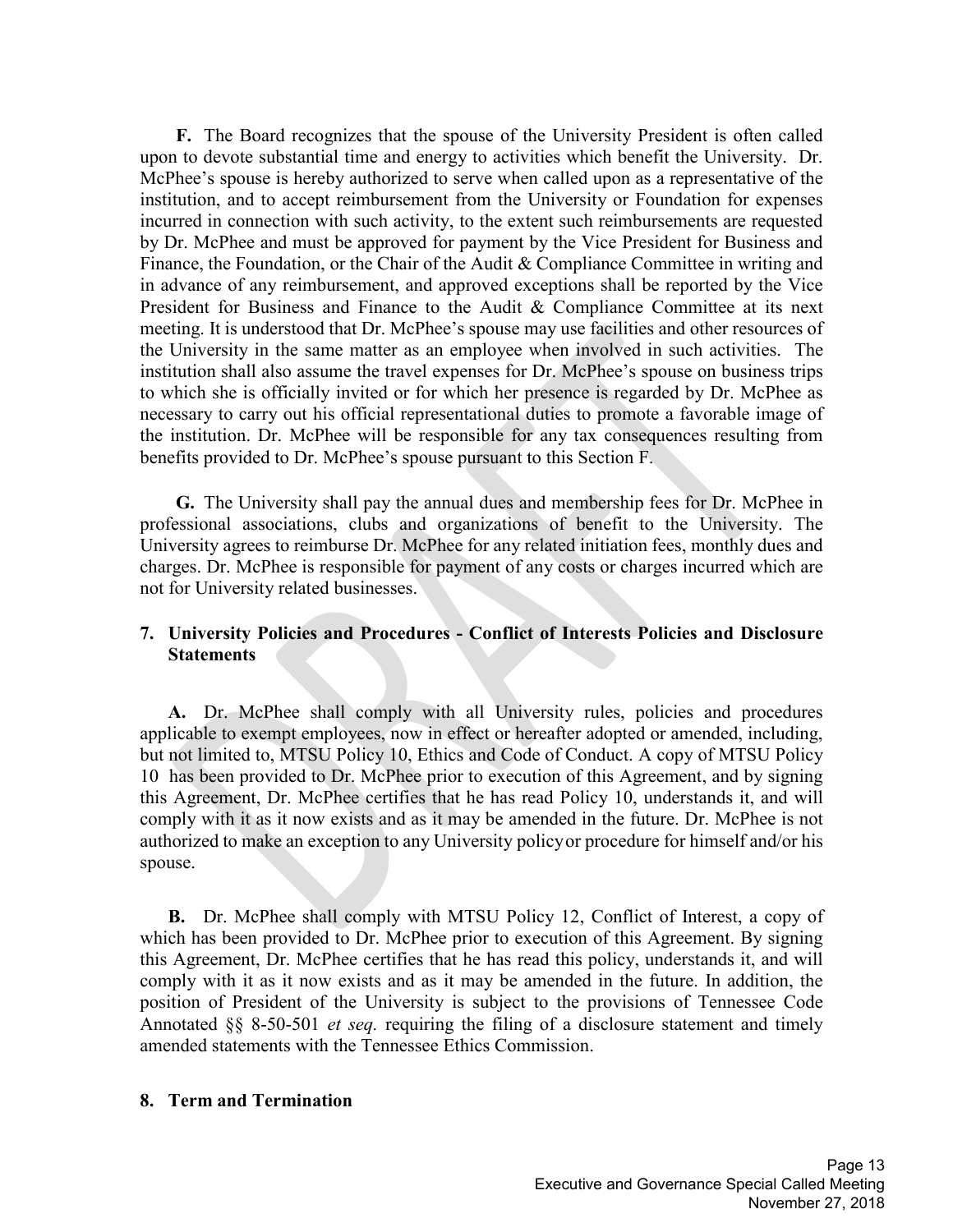**F.** The Board recognizes that the spouse of the University President is often called upon to devote substantial time and energy to activities which benefit the University. Dr. McPhee's spouse is hereby authorized to serve when called upon as a representative of the institution, and to accept reimbursement from the University or Foundation for expenses incurred in connection with such activity, to the extent such reimbursements are requested by Dr. McPhee and must be approved for payment by the Vice President for Business and Finance, the Foundation, or the Chair of the Audit & Compliance Committee in writing and in advance of any reimbursement, and approved exceptions shall be reported by the Vice President for Business and Finance to the Audit & Compliance Committee at its next meeting. It is understood that Dr. McPhee's spouse may use facilities and other resources of the University in the same matter as an employee when involved in such activities. The institution shall also assume the travel expenses for Dr. McPhee's spouse on business trips to which she is officially invited or for which her presence is regarded by Dr. McPhee as necessary to carry out his official representational duties to promote a favorable image of the institution. Dr. McPhee will be responsible for any tax consequences resulting from benefits provided to Dr. McPhee's spouse pursuant to this Section F.

**G.** The University shall pay the annual dues and membership fees for Dr. McPhee in professional associations, clubs and organizations of benefit to the University. The University agrees to reimburse Dr. McPhee for any related initiation fees, monthly dues and charges. Dr. McPhee is responsible for payment of any costs or charges incurred which are not for University related businesses.

## 7. University Policies and Procedures - Conflict of Interests Policies and Disclosure Statements

**A.** Dr. McPhee shall comply with all University rules, policies and procedures applicable to exempt employees, now in effect or hereafter adopted or amended, including, but not limited to, MTSU Policy 10, Ethics and Code of Conduct. A copy of MTSU Policy 10 has been provided to Dr. McPhee prior to execution of this Agreement, and by signing this Agreement, Dr. McPhee certifies that he has read Policy 10, understands it, and will comply with it as it now exists and as it may be amended in the future. Dr. McPhee is not authorized to make an exception to any University policy or procedure for himself and/or his spouse.

**B.** Dr. McPhee shall comply with MTSU Policy 12, Conflict of Interest, a copy of which has been provided to Dr. McPhee prior to execution of this Agreement. By signing this Agreement, Dr. McPhee certifies that he has read this policy, understands it, and will comply with it as it now exists and as it may be amended in the future. In addition, the position of President of the University is subject to the provisions of Tennessee Code Annotated §§ 8-50-501 *et seq.* requiring the filing of a disclosure statement and timely amended statements with the Tennessee Ethics Commission.

## 8. Term and Termination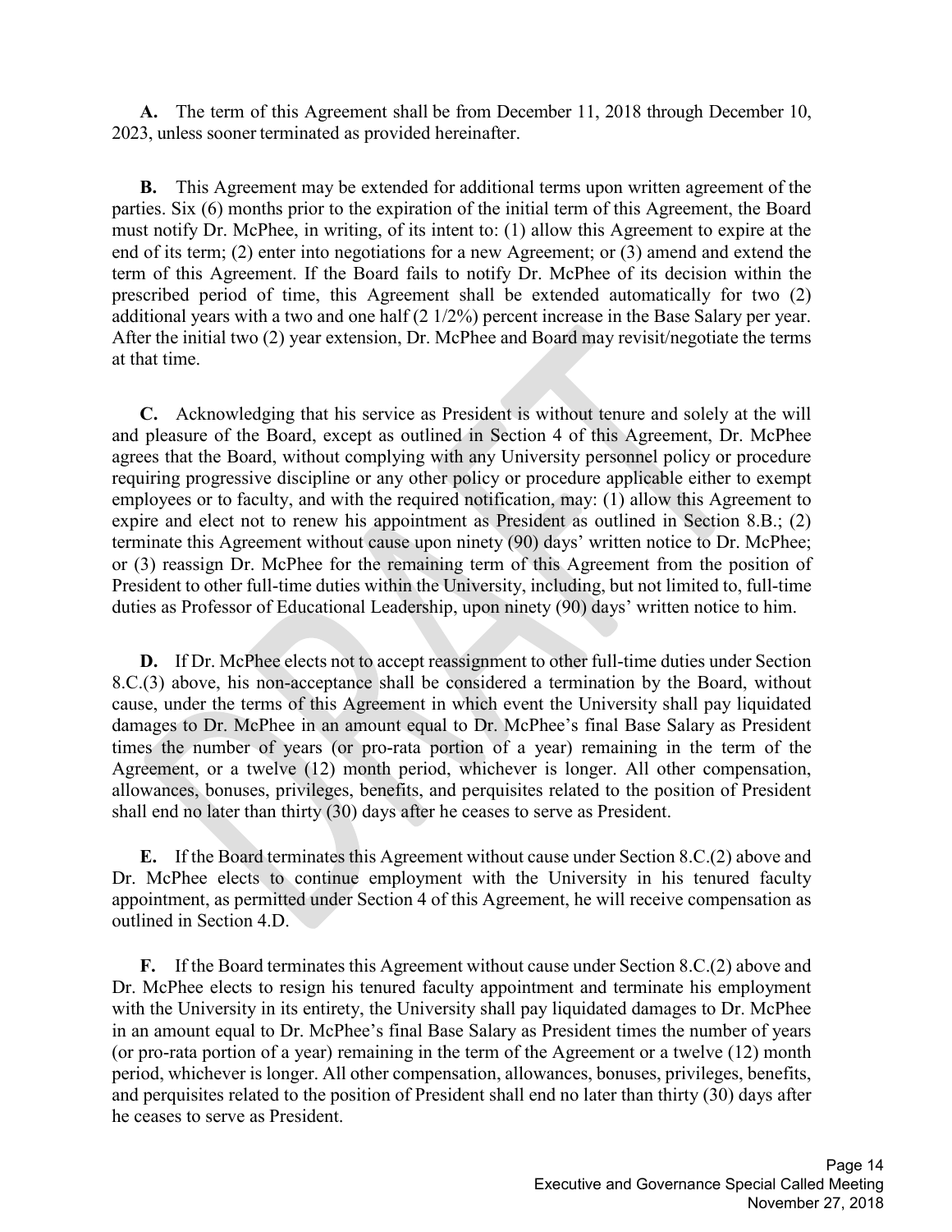**A.** The term of this Agreement shall be from December 11, 2018 through December 10, 2023, unless sooner terminated as provided hereinafter.

**B.** This Agreement may be extended for additional terms upon written agreement of the parties. Six (6) months prior to the expiration of the initial term of this Agreement, the Board must notify Dr. McPhee, in writing, of its intent to: (1) allow this Agreement to expire at the end of its term; (2) enter into negotiations for a new Agreement; or (3) amend and extend the term of this Agreement. If the Board fails to notify Dr. McPhee of its decision within the prescribed period of time, this Agreement shall be extended automatically for two (2) additional years with a two and one half (2 1/2%) percent increase in the Base Salary per year. After the initial two (2) year extension, Dr. McPhee and Board may revisit/negotiate the terms at that time.

**C.** Acknowledging that his service as President is without tenure and solely at the will and pleasure of the Board, except as outlined in Section 4 of this Agreement, Dr. McPhee agrees that the Board, without complying with any University personnel policy or procedure requiring progressive discipline or any other policy or procedure applicable either to exempt employees or to faculty, and with the required notification, may: (1) allow this Agreement to expire and elect not to renew his appointment as President as outlined in Section 8.B.; (2) terminate this Agreement without cause upon ninety (90) days' written notice to Dr. McPhee; or (3) reassign Dr. McPhee for the remaining term of this Agreement from the position of President to other full-time duties within the University, including, but not limited to, full-time duties as Professor of Educational Leadership, upon ninety (90) days' written notice to him.

**D.** If Dr. McPhee elects not to accept reassignment to other full-time duties under Section 8.C.(3) above, his non-acceptance shall be considered a termination by the Board, without cause, under the terms of this Agreement in which event the University shall pay liquidated damages to Dr. McPhee in an amount equal to Dr. McPhee's final Base Salary as President times the number of years (or pro-rata portion of a year) remaining in the term of the Agreement, or a twelve (12) month period, whichever is longer. All other compensation, allowances, bonuses, privileges, benefits, and perquisites related to the position of President shall end no later than thirty (30) days after he ceases to serve as President.

**E.** If the Board terminates this Agreement without cause under Section 8.C.(2) above and Dr. McPhee elects to continue employment with the University in his tenured faculty appointment, as permitted under Section 4 of this Agreement, he will receive compensation as outlined in Section 4.D.

**F.** If the Board terminates this Agreement without cause under Section 8.C.(2) above and Dr. McPhee elects to resign his tenured faculty appointment and terminate his employment with the University in its entirety, the University shall pay liquidated damages to Dr. McPhee in an amount equal to Dr. McPhee's final Base Salary as President times the number of years (or pro-rata portion of a year) remaining in the term of the Agreement or a twelve (12) month period, whichever is longer. All other compensation, allowances, bonuses, privileges, benefits, and perquisites related to the position of President shall end no later than thirty (30) days after he ceases to serve as President.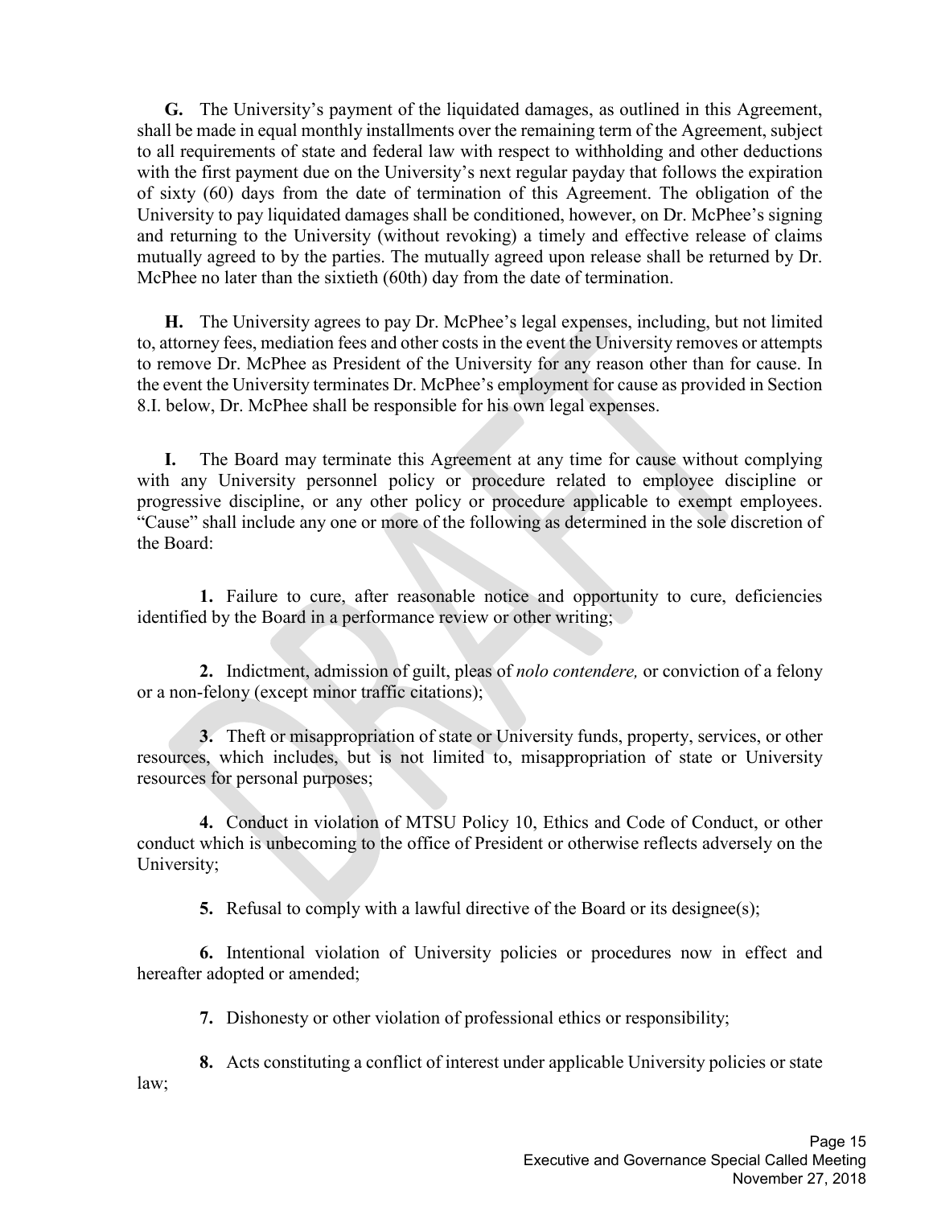**G.** The University's payment of the liquidated damages, as outlined in this Agreement, shall be made in equal monthly installments over the remaining term of the Agreement, subject to all requirements of state and federal law with respect to withholding and other deductions with the first payment due on the University's next regular payday that follows the expiration of sixty (60) days from the date of termination of this Agreement. The obligation of the University to pay liquidated damages shall be conditioned, however, on Dr. McPhee's signing and returning to the University (without revoking) a timely and effective release of claims mutually agreed to by the parties. The mutually agreed upon release shall be returned by Dr. McPhee no later than the sixtieth (60th) day from the date of termination.

**H.** The University agrees to pay Dr. McPhee's legal expenses, including, but not limited to, attorney fees, mediation fees and other costs in the event the University removes or attempts to remove Dr. McPhee as President of the University for any reason other than for cause. In the event the University terminates Dr. McPhee's employment for cause as provided in Section 8.I. below, Dr. McPhee shall be responsible for his own legal expenses.

**I.** The Board may terminate this Agreement at any time for cause without complying with any University personnel policy or procedure related to employee discipline or progressive discipline, or any other policy or procedure applicable to exempt employees. "Cause" shall include any one or more of the following as determined in the sole discretion of the Board:

**1.** Failure to cure, after reasonable notice and opportunity to cure, deficiencies identified by the Board in a performance review or other writing;

**2.** Indictment, admission of guilt, pleas of *nolo contendere,* or conviction of a felony or a non-felony (except minor traffic citations);

**3.** Theft or misappropriation of state or University funds, property, services, or other resources, which includes, but is not limited to, misappropriation of state or University resources for personal purposes;

**4.** Conduct in violation of MTSU Policy 10, Ethics and Code of Conduct, or other conduct which is unbecoming to the office of President or otherwise reflects adversely on the University;

**5.** Refusal to comply with a lawful directive of the Board or its designee(s);

**6.** Intentional violation of University policies or procedures now in effect and hereafter adopted or amended;

**7.** Dishonesty or other violation of professional ethics or responsibility;

**8.** Acts constituting a conflict of interest under applicable University policies or state law;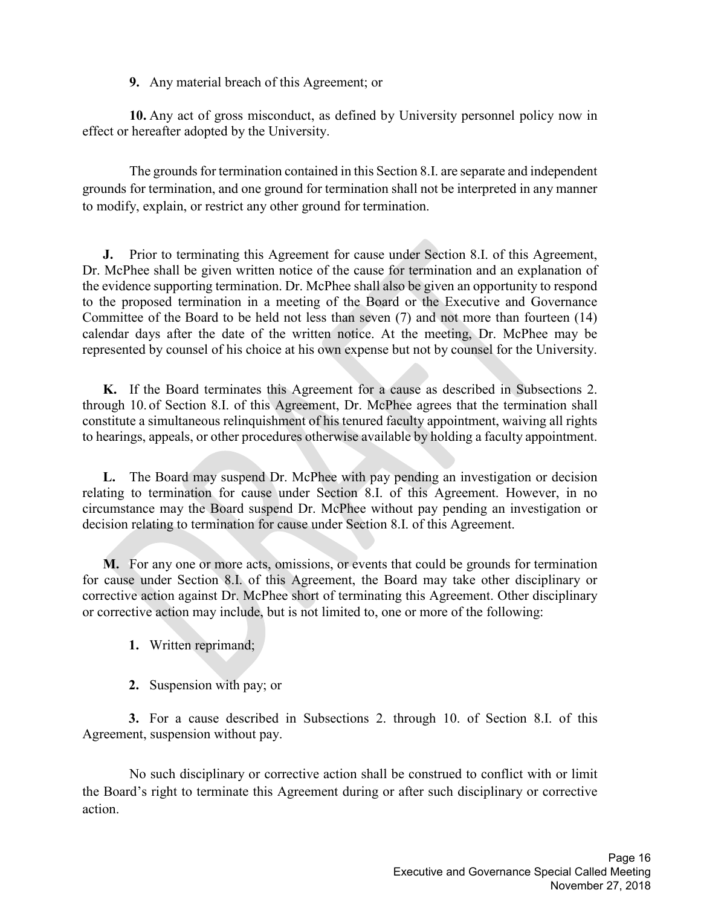**9.** Any material breach of this Agreement; or

**10.** Any act of gross misconduct, as defined by University personnel policy now in effect or hereafter adopted by the University.

The grounds for termination contained in this Section 8.I. are separate and independent grounds for termination, and one ground for termination shall not be interpreted in any manner to modify, explain, or restrict any other ground for termination.

**J.** Prior to terminating this Agreement for cause under Section 8.I. of this Agreement, Dr. McPhee shall be given written notice of the cause for termination and an explanation of the evidence supporting termination. Dr. McPhee shall also be given an opportunity to respond to the proposed termination in a meeting of the Board or the Executive and Governance Committee of the Board to be held not less than seven (7) and not more than fourteen (14) calendar days after the date of the written notice. At the meeting, Dr. McPhee may be represented by counsel of his choice at his own expense but not by counsel for the University.

**K.** If the Board terminates this Agreement for a cause as described in Subsections 2. through 10. of Section 8.I. of this Agreement, Dr. McPhee agrees that the termination shall constitute a simultaneous relinquishment of his tenured faculty appointment, waiving all rights to hearings, appeals, or other procedures otherwise available by holding a faculty appointment.

**L.** The Board may suspend Dr. McPhee with pay pending an investigation or decision relating to termination for cause under Section 8.I. of this Agreement. However, in no circumstance may the Board suspend Dr. McPhee without pay pending an investigation or decision relating to termination for cause under Section 8.I. of this Agreement.

**M.** For any one or more acts, omissions, or events that could be grounds for termination for cause under Section 8.I. of this Agreement, the Board may take other disciplinary or corrective action against Dr. McPhee short of terminating this Agreement. Other disciplinary or corrective action may include, but is not limited to, one or more of the following:

**1.** Written reprimand;

**2.** Suspension with pay; or

**3.** For a cause described in Subsections 2. through 10. of Section 8.I. of this Agreement, suspension without pay.

No such disciplinary or corrective action shall be construed to conflict with or limit the Board's right to terminate this Agreement during or after such disciplinary or corrective action.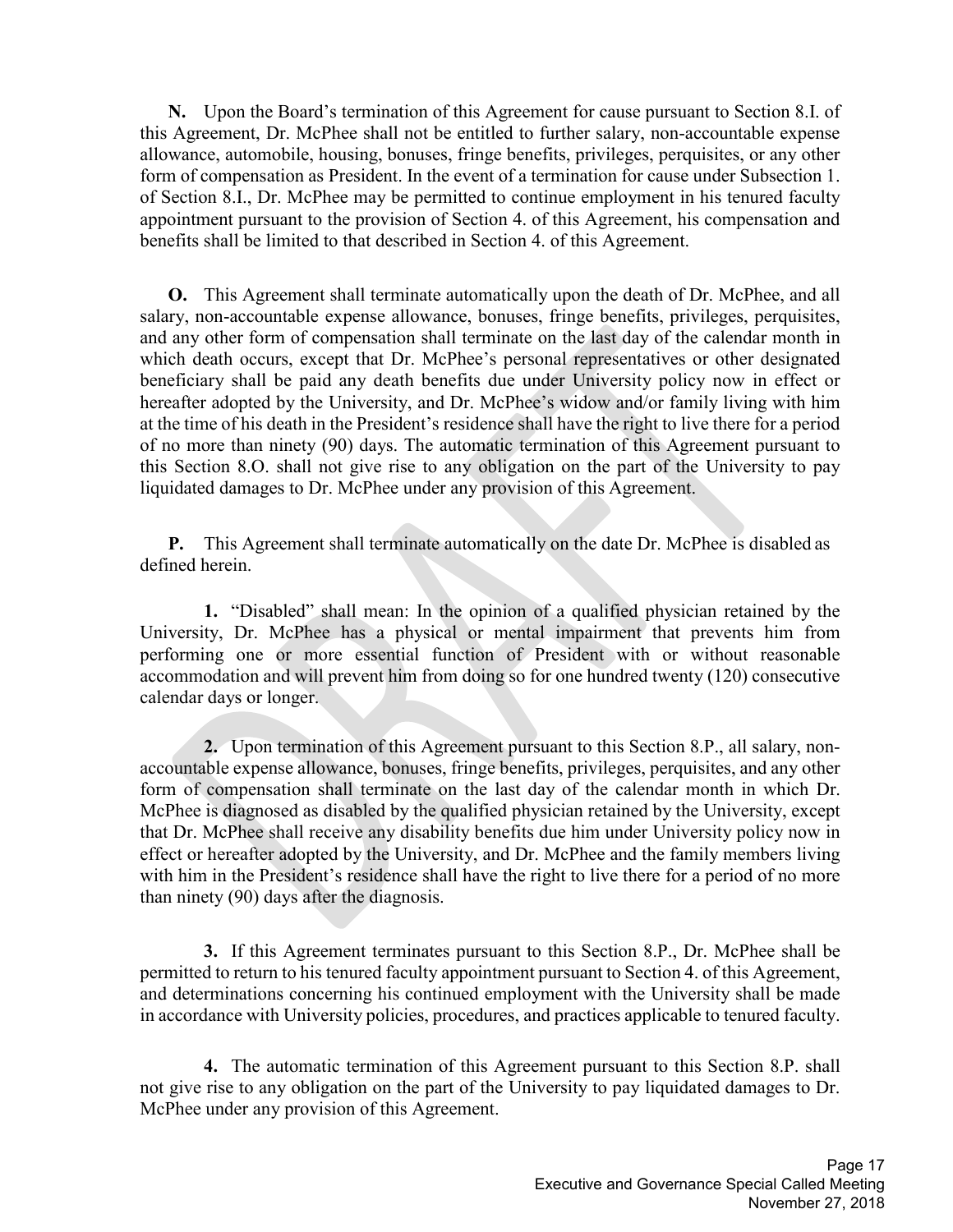**N.** Upon the Board's termination of this Agreement for cause pursuant to Section 8.I. of this Agreement, Dr. McPhee shall not be entitled to further salary, non-accountable expense allowance, automobile, housing, bonuses, fringe benefits, privileges, perquisites, or any other form of compensation as President. In the event of a termination for cause under Subsection 1. of Section 8.I., Dr. McPhee may be permitted to continue employment in his tenured faculty appointment pursuant to the provision of Section 4. of this Agreement, his compensation and benefits shall be limited to that described in Section 4. of this Agreement.

**O.** This Agreement shall terminate automatically upon the death of Dr. McPhee, and all salary, non-accountable expense allowance, bonuses, fringe benefits, privileges, perquisites, and any other form of compensation shall terminate on the last day of the calendar month in which death occurs, except that Dr. McPhee's personal representatives or other designated beneficiary shall be paid any death benefits due under University policy now in effect or hereafter adopted by the University, and Dr. McPhee's widow and/or family living with him at the time of his death in the President's residence shall have the right to live there for a period of no more than ninety (90) days. The automatic termination of this Agreement pursuant to this Section 8.O. shall not give rise to any obligation on the part of the University to pay liquidated damages to Dr. McPhee under any provision of this Agreement.

**P.** This Agreement shall terminate automatically on the date Dr. McPhee is disabled as defined herein.

**1.** "Disabled" shall mean: In the opinion of a qualified physician retained by the University, Dr. McPhee has a physical or mental impairment that prevents him from performing one or more essential function of President with or without reasonable accommodation and will prevent him from doing so for one hundred twenty (120) consecutive calendar days or longer.

**2.** Upon termination of this Agreement pursuant to this Section 8.P., all salary, non-accountable expense allowance, bonuses, fringe benefits, privileges, perquisites, and any other form of compensation shall terminate on the last day of the calendar month in which Dr. McPhee is diagnosed as disabled by the qualified physician retained by the University, except that Dr. McPhee shall receive any disability benefits due him under University policy now in effect or hereafter adopted by the University, and Dr. McPhee and the family members living with him in the President's residence shall have the right to live there for a period of no more than ninety (90) days after the diagnosis.

**3.** If this Agreement terminates pursuant to this Section 8.P., Dr. McPhee shall be permitted to return to his tenured faculty appointment pursuant to Section 4. of this Agreement, and determinations concerning his continued employment with the University shall be made in accordance with University policies, procedures, and practices applicable to tenured faculty.

**4.** The automatic termination of this Agreement pursuant to this Section 8.P. shall not give rise to any obligation on the part of the University to pay liquidated damages to Dr. McPhee under any provision of this Agreement.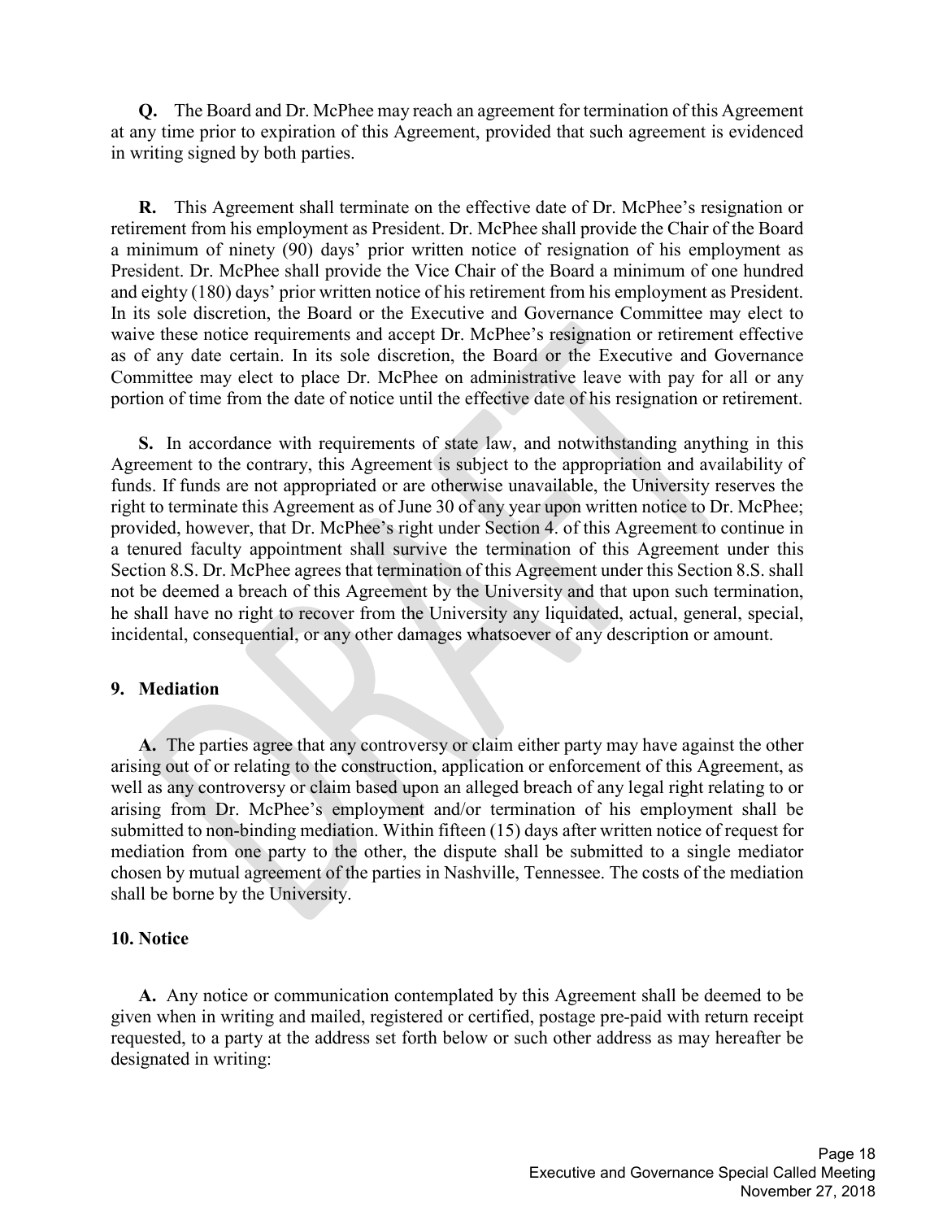**Q.** The Board and Dr. McPhee may reach an agreement for termination of this Agreement at any time prior to expiration of this Agreement, provided that such agreement is evidenced in writing signed by both parties.

**R.** This Agreement shall terminate on the effective date of Dr. McPhee's resignation or retirement from his employment as President. Dr. McPhee shall provide the Chair of the Board a minimum of ninety (90) days' prior written notice of resignation of his employment as President. Dr. McPhee shall provide the Vice Chair of the Board a minimum of one hundred and eighty (180) days' prior written notice of his retirement from his employment as President. In its sole discretion, the Board or the Executive and Governance Committee may elect to waive these notice requirements and accept Dr. McPhee's resignation or retirement effective as of any date certain. In its sole discretion, the Board or the Executive and Governance Committee may elect to place Dr. McPhee on administrative leave with pay for all or any portion of time from the date of notice until the effective date of his resignation or retirement.

**S.** In accordance with requirements of state law, and notwithstanding anything in this Agreement to the contrary, this Agreement is subject to the appropriation and availability of funds. If funds are not appropriated or are otherwise unavailable, the University reserves the right to terminate this Agreement as of June 30 of any year upon written notice to Dr. McPhee; provided, however, that Dr. McPhee's right under Section 4. of this Agreement to continue in a tenured faculty appointment shall survive the termination of this Agreement under this Section 8.S. Dr. McPhee agrees that termination of this Agreement under this Section 8.S. shall not be deemed a breach of this Agreement by the University and that upon such termination, he shall have no right to recover from the University any liquidated, actual, general, special, incidental, consequential, or any other damages whatsoever of any description or amount.

## 9. Mediation

**A.** The parties agree that any controversy or claim either party may have against the other arising out of or relating to the construction, application or enforcement of this Agreement, as well as any controversy or claim based upon an alleged breach of any legal right relating to or arising from Dr. McPhee's employment and/or termination of his employment shall be submitted to non-binding mediation. Within fifteen (15) days after written notice of request for mediation from one party to the other, the dispute shall be submitted to a single mediator chosen by mutual agreement of the parties in Nashville, Tennessee. The costs of the mediation shall be borne by the University.

## 10. Notice

**A.** Any notice or communication contemplated by this Agreement shall be deemed to be given when in writing and mailed, registered or certified, postage pre-paid with return receipt requested, to a party at the address set forth below or such other address as may hereafter be designated in writing: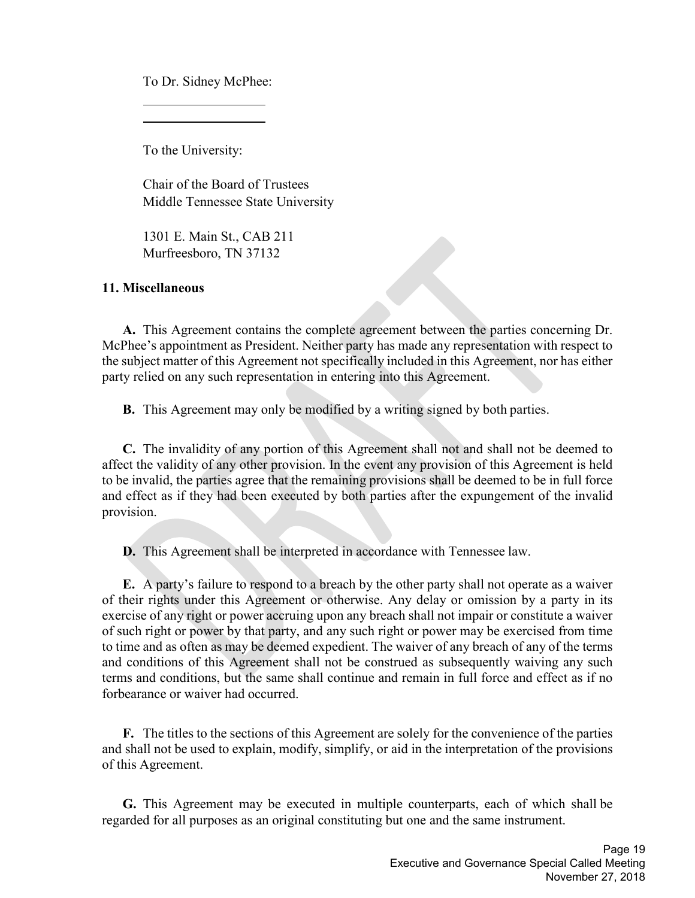To Dr. Sidney McPhee:

\_\_\_\_\_\_\_\_\_\_\_\_\_\_\_\_\_\_\_\_

\_\_\_\_\_\_\_\_\_\_\_\_\_\_\_\_\_\_\_\_

To the University:

Chair of the Board of Trustees
Middle Tennessee State University

1301 E. Main St., CAB 211
Murfreesboro, TN 37132

**11. Miscellaneous**

**A.** This Agreement contains the complete agreement between the parties concerning Dr. McPhee's appointment as President. Neither party has made any representation with respect to the subject matter of this Agreement not specifically included in this Agreement, nor has either party relied on any such representation in entering into this Agreement.

**B.** This Agreement may only be modified by a writing signed by both parties.

**C.** The invalidity of any portion of this Agreement shall not and shall not be deemed to affect the validity of any other provision. In the event any provision of this Agreement is held to be invalid, the parties agree that the remaining provisions shall be deemed to be in full force and effect as if they had been executed by both parties after the expungement of the invalid provision.

**D.** This Agreement shall be interpreted in accordance with Tennessee law.

**E.** A party's failure to respond to a breach by the other party shall not operate as a waiver of their rights under this Agreement or otherwise. Any delay or omission by a party in its exercise of any right or power accruing upon any breach shall not impair or constitute a waiver of such right or power by that party, and any such right or power may be exercised from time to time and as often as may be deemed expedient. The waiver of any breach of any of the terms and conditions of this Agreement shall not be construed as subsequently waiving any such terms and conditions, but the same shall continue and remain in full force and effect as if no forbearance or waiver had occurred.

**F.** The titles to the sections of this Agreement are solely for the convenience of the parties and shall not be used to explain, modify, simplify, or aid in the interpretation of the provisions of this Agreement.

**G.** This Agreement may be executed in multiple counterparts, each of which shall be regarded for all purposes as an original constituting but one and the same instrument.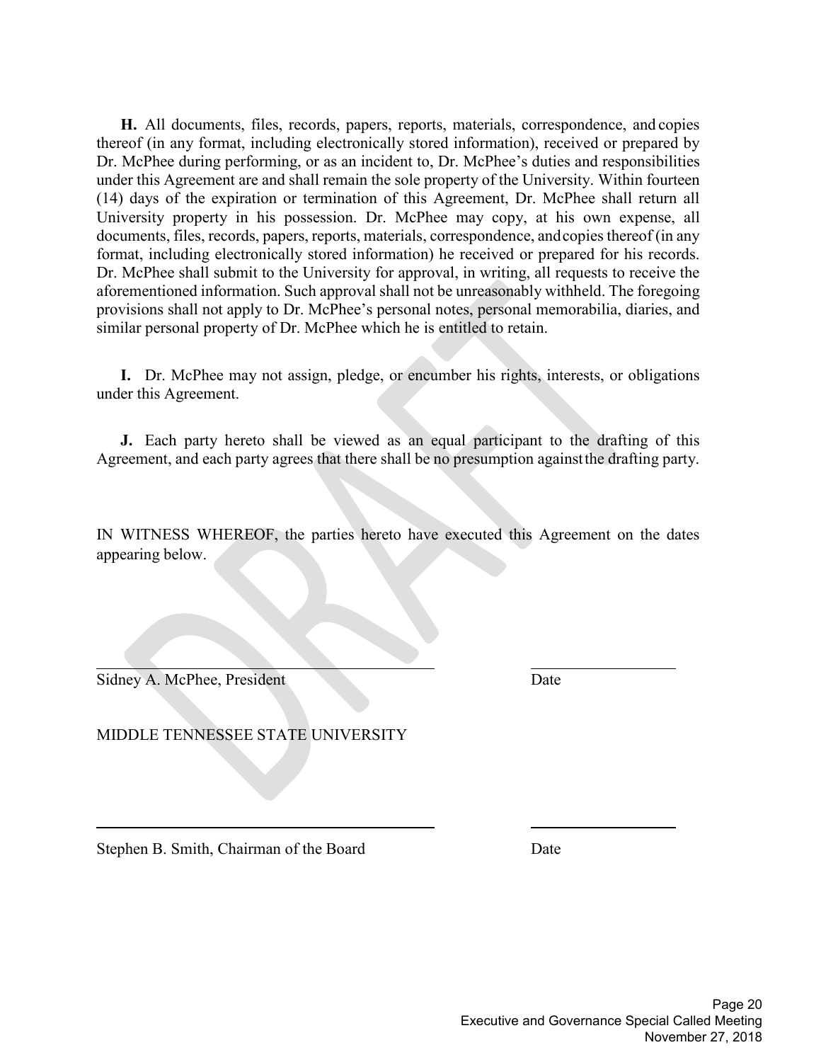**H.** All documents, files, records, papers, reports, materials, correspondence, and copies thereof (in any format, including electronically stored information), received or prepared by Dr. McPhee during performing, or as an incident to, Dr. McPhee's duties and responsibilities under this Agreement are and shall remain the sole property of the University. Within fourteen (14) days of the expiration or termination of this Agreement, Dr. McPhee shall return all University property in his possession. Dr. McPhee may copy, at his own expense, all documents, files, records, papers, reports, materials, correspondence, and copies thereof (in any format, including electronically stored information) he received or prepared for his records. Dr. McPhee shall submit to the University for approval, in writing, all requests to receive the aforementioned information. Such approval shall not be unreasonably withheld. The foregoing provisions shall not apply to Dr. McPhee's personal notes, personal memorabilia, diaries, and similar personal property of Dr. McPhee which he is entitled to retain.

**I.** Dr. McPhee may not assign, pledge, or encumber his rights, interests, or obligations under this Agreement.

**J.** Each party hereto shall be viewed as an equal participant to the drafting of this Agreement, and each party agrees that there shall be no presumption against the drafting party.

IN WITNESS WHEREOF, the parties hereto have executed this Agreement on the dates appearing below.

Sidney A. McPhee, President — Date

MIDDLE TENNESSEE STATE UNIVERSITY

Stephen B. Smith, Chairman of the Board — Date